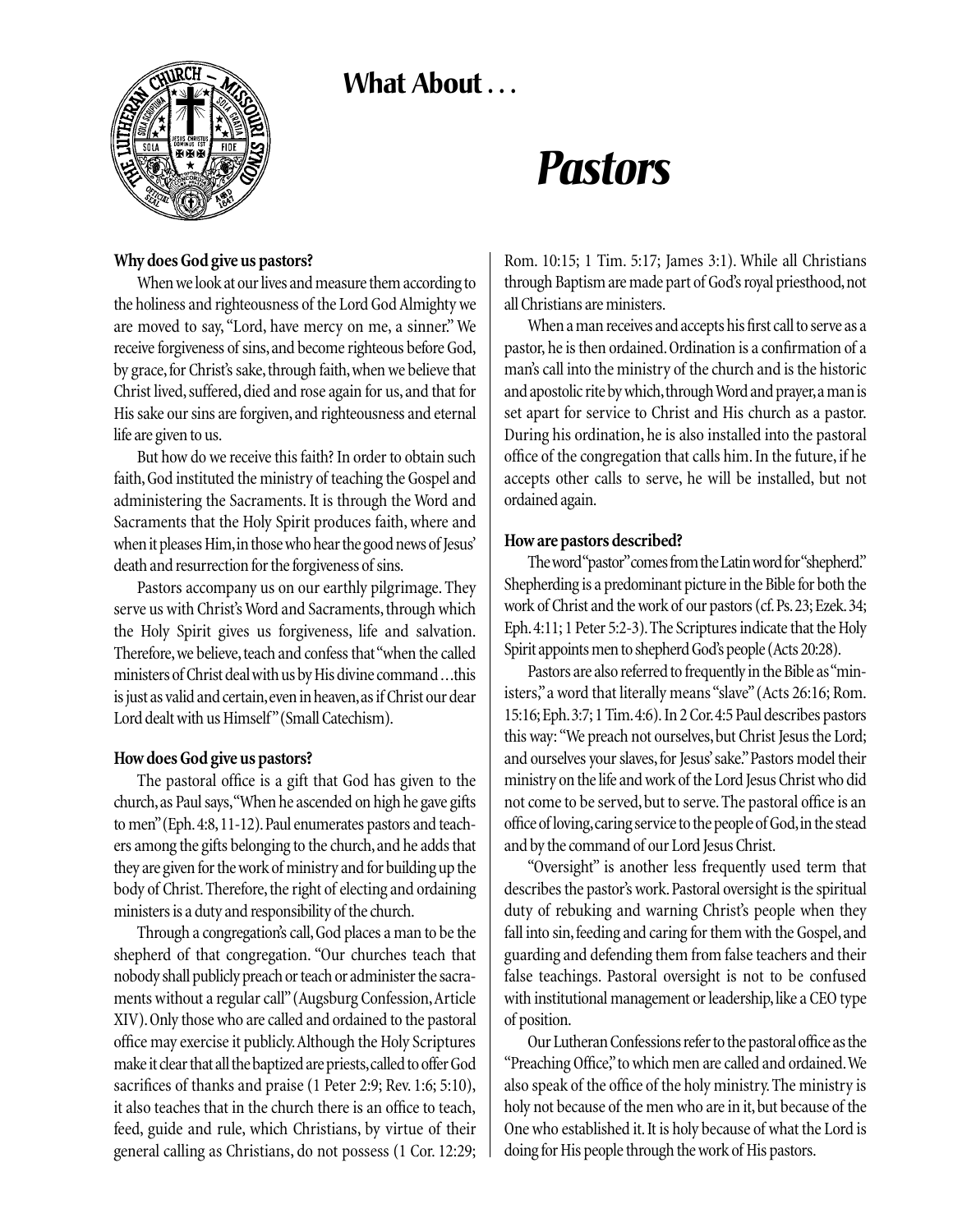## What About . . .

# Pastors

### Why does God give us pastors?

When we look at our lives and measure them according to the holiness and righteousness of the Lord God Almighty we are moved to say, "Lord, have mercy on me, a sinner." We receive forgiveness of sins, and become righteous before God, by grace, for Christ's sake, through faith, when we believe that Christ lived, suffered, died and rose again for us, and that for His sake our sins are forgiven, and righteousness and eternal life are given to us.

But how do we receive this faith? In order to obtain such faith, God instituted the ministry of teaching the Gospel and administering the Sacraments. It is through the Word and Sacraments that the Holy Spirit produces faith, where and when it pleases Him, in those who hear the good news of Jesus' death and resurrection for the forgiveness of sins.

Pastors accompany us on our earthly pilgrimage. They serve us with Christ's Word and Sacraments, through which the Holy Spirit gives us forgiveness, life and salvation. Therefore, we believe, teach and confess that "when the called ministers of Christ deal with us by His divine command …this is just as valid and certain, even in heaven, as if Christ our dear Lord dealt with us Himself" (Small Catechism).

### How does God give us pastors?

The pastoral office is a gift that God has given to the church, as Paul says, "When he ascended on high he gave gifts to men" (Eph. 4:8, 11-12). Paul enumerates pastors and teachers among the gifts belonging to the church, and he adds that they are given for the work of ministry and for building up the body of Christ. Therefore, the right of electing and ordaining ministers is a duty and responsibility of the church.

Through a congregation's call, God places a man to be the shepherd of that congregation. "Our churches teach that nobody shall publicly preach or teach or administer the sacraments without a regular call" (Augsburg Confession, Article XIV). Only those who are called and ordained to the pastoral office may exercise it publicly. Although the Holy Scriptures make it clear that all the baptized are priests, called to offer God sacrifices of thanks and praise (1 Peter 2:9; Rev. 1:6; 5:10), it also teaches that in the church there is an office to teach, feed, guide and rule, which Christians, by virtue of their general calling as Christians, do not possess (1 Cor. 12:29; Rom. 10:15; 1 Tim. 5:17; James 3:1). While all Christians through Baptism are made part of God's royal priesthood, not all Christians are ministers.

When a man receives and accepts his first call to serve as a pastor, he is then ordained. Ordination is a confirmation of a man's call into the ministry of the church and is the historic and apostolic rite by which, through Word and prayer, a man is set apart for service to Christ and His church as a pastor. During his ordination, he is also installed into the pastoral office of the congregation that calls him. In the future, if he accepts other calls to serve, he will be installed, but not ordained again.

### How are pastors described?

The word "pastor" comes from the Latin word for "shepherd." Shepherding is a predominant picture in the Bible for both the work of Christ and the work of our pastors (cf. Ps. 23; Ezek. 34; Eph. 4:11; 1 Peter 5:2-3). The Scriptures indicate that the Holy Spirit appoints men to shepherd God's people (Acts 20:28).

Pastors are also referred to frequently in the Bible as "ministers," a word that literally means "slave" (Acts 26:16; Rom. 15:16; Eph. 3:7; 1 Tim. 4:6). In 2 Cor. 4:5 Paul describes pastors this way: "We preach not ourselves, but Christ Jesus the Lord; and ourselves your slaves, for Jesus' sake." Pastors model their ministry on the life and work of the Lord Jesus Christ who did not come to be served, but to serve. The pastoral office is an office of loving, caring service to the people of God, in the stead and by the command of our Lord Jesus Christ.

"Oversight" is another less frequently used term that describes the pastor's work. Pastoral oversight is the spiritual duty of rebuking and warning Christ's people when they fall into sin, feeding and caring for them with the Gospel, and guarding and defending them from false teachers and their false teachings. Pastoral oversight is not to be confused with institutional management or leadership, like a CEO type of position.

Our Lutheran Confessions refer to the pastoral office as the "Preaching Office," to which men are called and ordained. We also speak of the office of the holy ministry. The ministry is holy not because of the men who are in it, but because of the One who established it. It is holy because of what the Lord is doing for His people through the work of His pastors.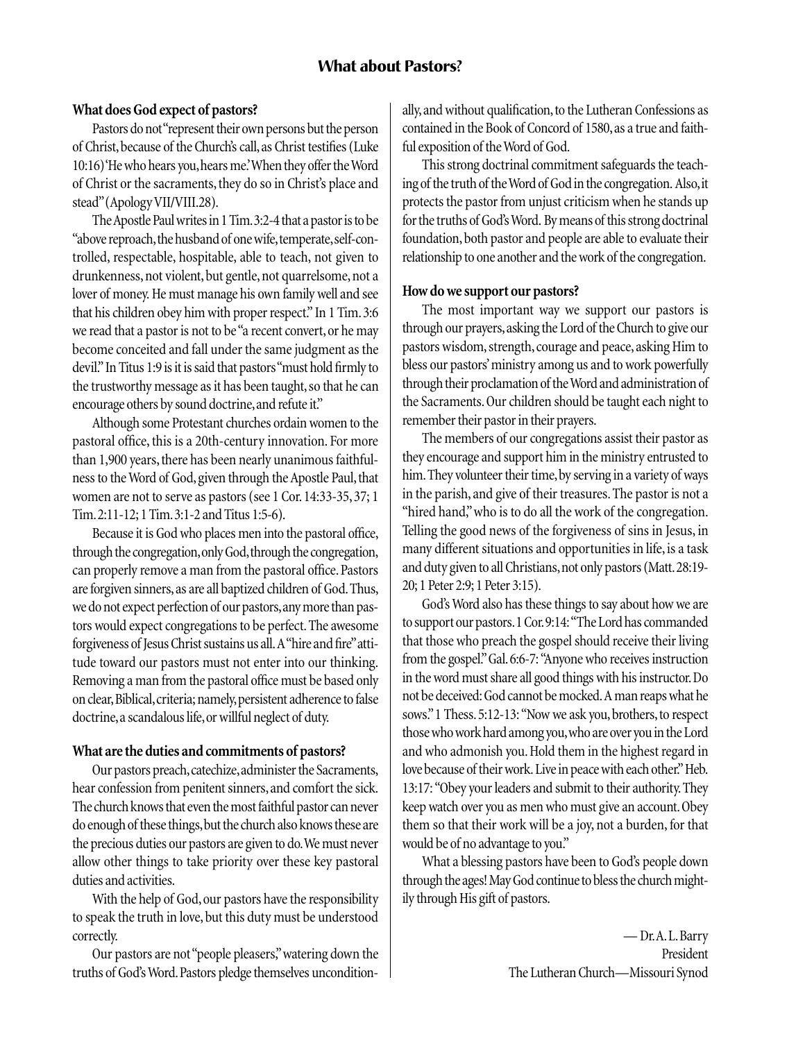## What about Pastors?

**What does God expect of pastors?**

Pastors do not "represent their own persons but the person of Christ, because of the Church's call, as Christ testifies (Luke 10:16) 'He who hears you, hears me.' When they offer the Word of Christ or the sacraments, they do so in Christ's place and stead" (Apology VII/VIII.28).

The Apostle Paul writes in 1 Tim. 3:2-4 that a pastor is to be "above reproach, the husband of one wife, temperate, self-controlled, respectable, hospitable, able to teach, not given to drunkenness, not violent, but gentle, not quarrelsome, not a lover of money. He must manage his own family well and see that his children obey him with proper respect." In 1 Tim. 3:6 we read that a pastor is not to be "a recent convert, or he may become conceited and fall under the same judgment as the devil." In Titus 1:9 is it is said that pastors "must hold firmly to the trustworthy message as it has been taught, so that he can encourage others by sound doctrine, and refute it."

Although some Protestant churches ordain women to the pastoral office, this is a 20th-century innovation. For more than 1,900 years, there has been nearly unanimous faithfulness to the Word of God, given through the Apostle Paul, that women are not to serve as pastors (see 1 Cor. 14:33-35, 37; 1 Tim. 2:11-12; 1 Tim. 3:1-2 and Titus 1:5-6).

Because it is God who places men into the pastoral office, through the congregation, only God, through the congregation, can properly remove a man from the pastoral office. Pastors are forgiven sinners, as are all baptized children of God. Thus, we do not expect perfection of our pastors, any more than pastors would expect congregations to be perfect. The awesome forgiveness of Jesus Christ sustains us all. A "hire and fire" attitude toward our pastors must not enter into our thinking. Removing a man from the pastoral office must be based only on clear, Biblical, criteria; namely, persistent adherence to false doctrine, a scandalous life, or willful neglect of duty.

**What are the duties and commitments of pastors?**

Our pastors preach, catechize, administer the Sacraments, hear confession from penitent sinners, and comfort the sick. The church knows that even the most faithful pastor can never do enough of these things, but the church also knows these are the precious duties our pastors are given to do. We must never allow other things to take priority over these key pastoral duties and activities.

With the help of God, our pastors have the responsibility to speak the truth in love, but this duty must be understood correctly.

Our pastors are not "people pleasers," watering down the truths of God's Word. Pastors pledge themselves unconditionally, and without qualification, to the Lutheran Confessions as contained in the Book of Concord of 1580, as a true and faithful exposition of the Word of God.

This strong doctrinal commitment safeguards the teaching of the truth of the Word of God in the congregation. Also, it protects the pastor from unjust criticism when he stands up for the truths of God's Word. By means of this strong doctrinal foundation, both pastor and people are able to evaluate their relationship to one another and the work of the congregation.

**How do we support our pastors?**

The most important way we support our pastors is through our prayers, asking the Lord of the Church to give our pastors wisdom, strength, courage and peace, asking Him to bless our pastors' ministry among us and to work powerfully through their proclamation of the Word and administration of the Sacraments. Our children should be taught each night to remember their pastor in their prayers.

The members of our congregations assist their pastor as they encourage and support him in the ministry entrusted to him. They volunteer their time, by serving in a variety of ways in the parish, and give of their treasures. The pastor is not a "hired hand," who is to do all the work of the congregation. Telling the good news of the forgiveness of sins in Jesus, in many different situations and opportunities in life, is a task and duty given to all Christians, not only pastors (Matt. 28:19-20; 1 Peter 2:9; 1 Peter 3:15).

God's Word also has these things to say about how we are to support our pastors. 1 Cor. 9:14: "The Lord has commanded that those who preach the gospel should receive their living from the gospel." Gal. 6:6-7: "Anyone who receives instruction in the word must share all good things with his instructor. Do not be deceived: God cannot be mocked. A man reaps what he sows." 1 Thess. 5:12-13: "Now we ask you, brothers, to respect those who work hard among you, who are over you in the Lord and who admonish you. Hold them in the highest regard in love because of their work. Live in peace with each other." Heb. 13:17: "Obey your leaders and submit to their authority. They keep watch over you as men who must give an account. Obey them so that their work will be a joy, not a burden, for that would be of no advantage to you."

What a blessing pastors have been to God's people down through the ages! May God continue to bless the church mightily through His gift of pastors.

— Dr. A. L. Barry
President
The Lutheran Church—Missouri Synod